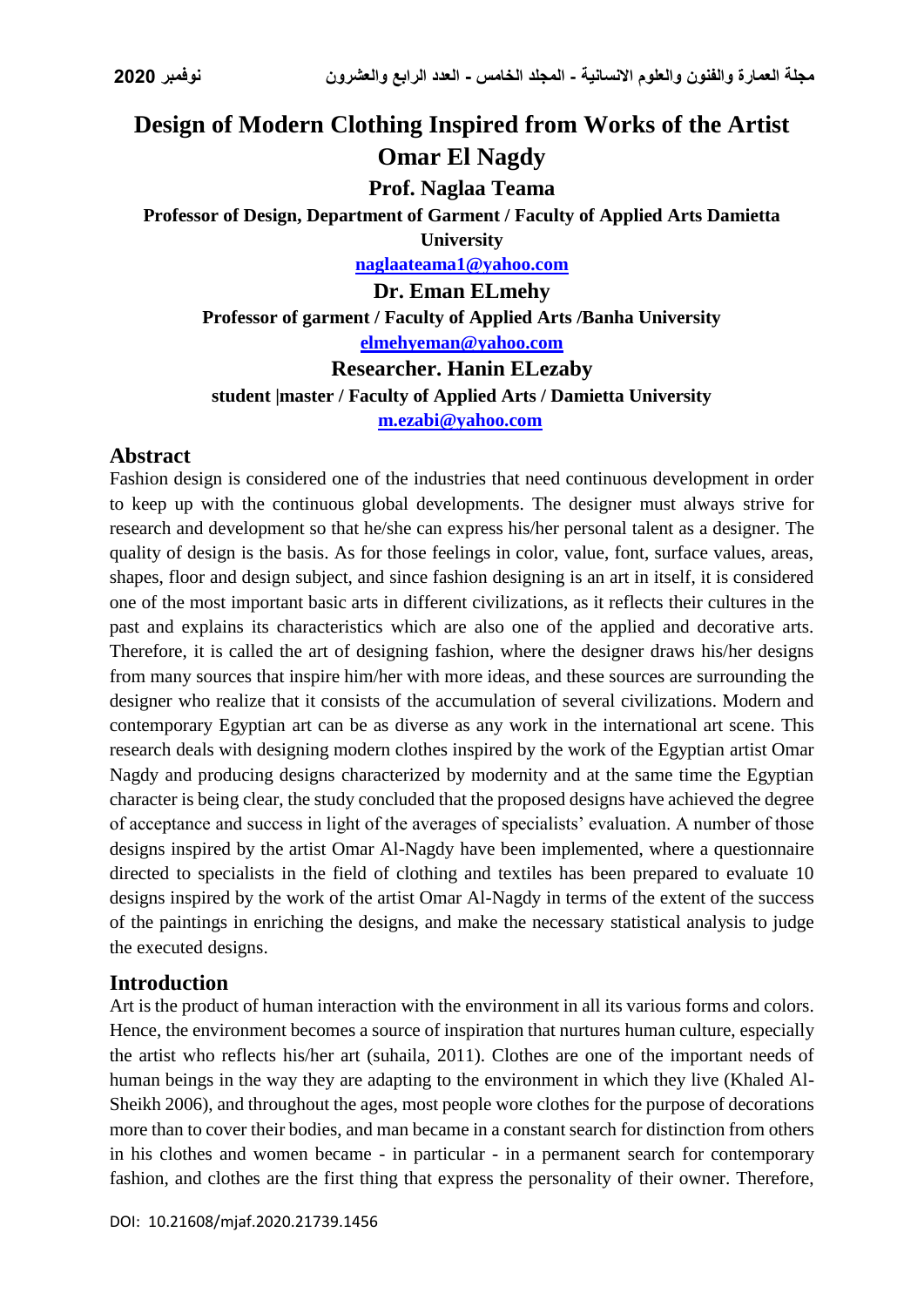# Design of Modern Clothing Inspired from Works of the Artist Omar El Nagdy

**Prof. Naglaa Teama**

**Professor of Design, Department of Garment / Faculty of Applied Arts Damietta University**

**naglaateama1@yahoo.com**

**Dr. Eman ELmehy**

**Professor of garment / Faculty of Applied Arts /Banha University**

**elmehyeman@yahoo.com**

**Researcher. Hanin ELezaby**

**student |master / Faculty of Applied Arts / Damietta University**

**m.ezabi@yahoo.com**

## Abstract

Fashion design is considered one of the industries that need continuous development in order to keep up with the continuous global developments. The designer must always strive for research and development so that he/she can express his/her personal talent as a designer. The quality of design is the basis. As for those feelings in color, value, font, surface values, areas, shapes, floor and design subject, and since fashion designing is an art in itself, it is considered one of the most important basic arts in different civilizations, as it reflects their cultures in the past and explains its characteristics which are also one of the applied and decorative arts. Therefore, it is called the art of designing fashion, where the designer draws his/her designs from many sources that inspire him/her with more ideas, and these sources are surrounding the designer who realize that it consists of the accumulation of several civilizations. Modern and contemporary Egyptian art can be as diverse as any work in the international art scene. This research deals with designing modern clothes inspired by the work of the Egyptian artist Omar Nagdy and producing designs characterized by modernity and at the same time the Egyptian character is being clear, the study concluded that the proposed designs have achieved the degree of acceptance and success in light of the averages of specialists' evaluation. A number of those designs inspired by the artist Omar Al-Nagdy have been implemented, where a questionnaire directed to specialists in the field of clothing and textiles has been prepared to evaluate 10 designs inspired by the work of the artist Omar Al-Nagdy in terms of the extent of the success of the paintings in enriching the designs, and make the necessary statistical analysis to judge the executed designs.

## Introduction

Art is the product of human interaction with the environment in all its various forms and colors. Hence, the environment becomes a source of inspiration that nurtures human culture, especially the artist who reflects his/her art (suhaila, 2011). Clothes are one of the important needs of human beings in the way they are adapting to the environment in which they live (Khaled Al-Sheikh 2006), and throughout the ages, most people wore clothes for the purpose of decorations more than to cover their bodies, and man became in a constant search for distinction from others in his clothes and women became - in particular - in a permanent search for contemporary fashion, and clothes are the first thing that express the personality of their owner. Therefore,

DOI: 10.21608/mjaf.2020.21739.1456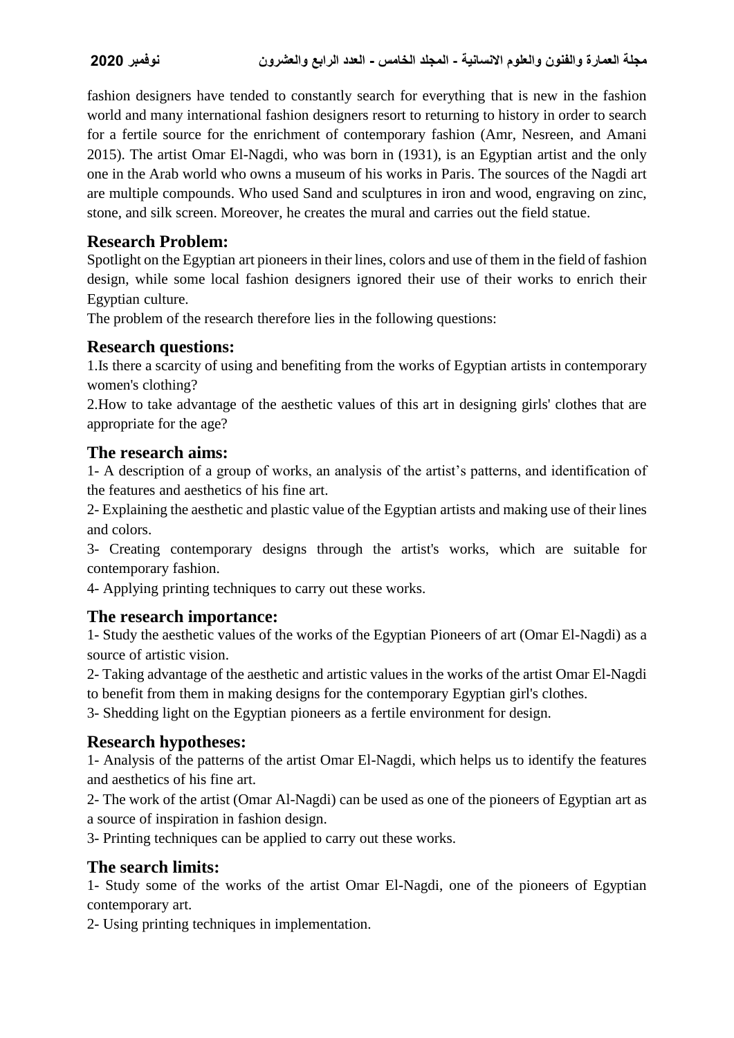fashion designers have tended to constantly search for everything that is new in the fashion world and many international fashion designers resort to returning to history in order to search for a fertile source for the enrichment of contemporary fashion (Amr, Nesreen, and Amani 2015). The artist Omar El-Nagdi, who was born in (1931), is an Egyptian artist and the only one in the Arab world who owns a museum of his works in Paris. The sources of the Nagdi art are multiple compounds. Who used Sand and sculptures in iron and wood, engraving on zinc, stone, and silk screen. Moreover, he creates the mural and carries out the field statue.

## Research Problem:

Spotlight on the Egyptian art pioneers in their lines, colors and use of them in the field of fashion design, while some local fashion designers ignored their use of their works to enrich their Egyptian culture.

The problem of the research therefore lies in the following questions:

## Research questions:

1.Is there a scarcity of using and benefiting from the works of Egyptian artists in contemporary women's clothing?

2.How to take advantage of the aesthetic values of this art in designing girls' clothes that are appropriate for the age?

## The research aims:

1- A description of a group of works, an analysis of the artist's patterns, and identification of the features and aesthetics of his fine art.

2- Explaining the aesthetic and plastic value of the Egyptian artists and making use of their lines and colors.

3- Creating contemporary designs through the artist's works, which are suitable for contemporary fashion.

4- Applying printing techniques to carry out these works.

## The research importance:

1- Study the aesthetic values of the works of the Egyptian Pioneers of art (Omar El-Nagdi) as a source of artistic vision.

2- Taking advantage of the aesthetic and artistic values in the works of the artist Omar El-Nagdi to benefit from them in making designs for the contemporary Egyptian girl's clothes.

3- Shedding light on the Egyptian pioneers as a fertile environment for design.

## Research hypotheses:

1- Analysis of the patterns of the artist Omar El-Nagdi, which helps us to identify the features and aesthetics of his fine art.

2- The work of the artist (Omar Al-Nagdi) can be used as one of the pioneers of Egyptian art as a source of inspiration in fashion design.

3- Printing techniques can be applied to carry out these works.

## The search limits:

1- Study some of the works of the artist Omar El-Nagdi, one of the pioneers of Egyptian contemporary art.

2- Using printing techniques in implementation.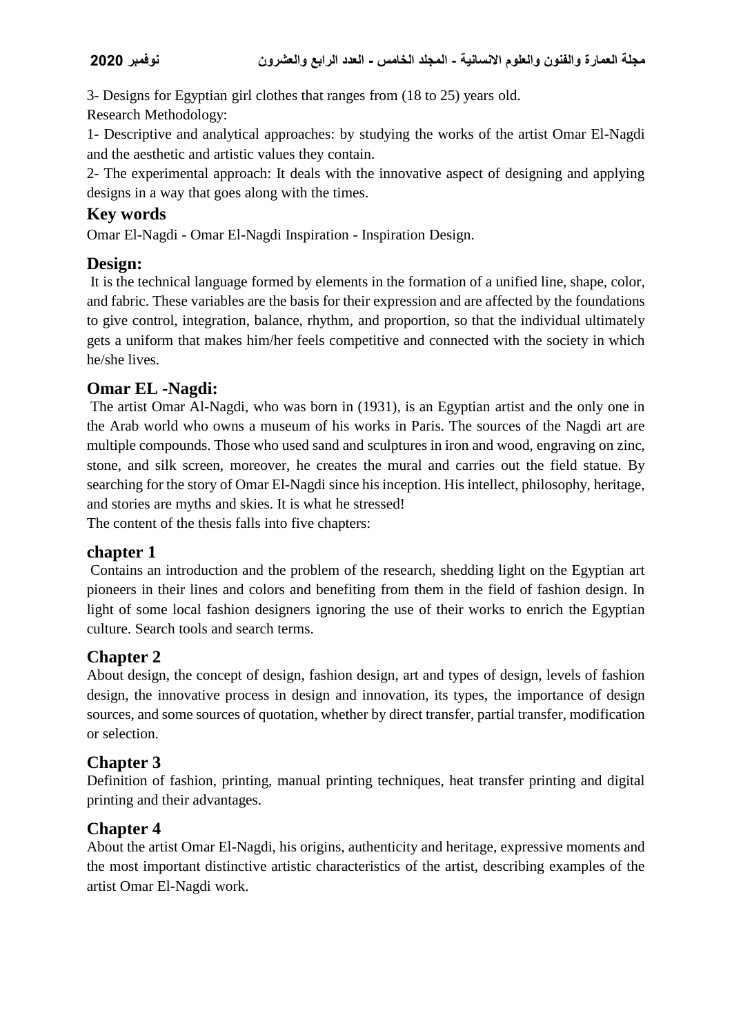3- Designs for Egyptian girl clothes that ranges from (18 to 25) years old.

Research Methodology:

1- Descriptive and analytical approaches: by studying the works of the artist Omar El-Nagdi and the aesthetic and artistic values they contain.

2- The experimental approach: It deals with the innovative aspect of designing and applying designs in a way that goes along with the times.

## Key words

Omar El-Nagdi - Omar El-Nagdi Inspiration - Inspiration Design.

## Design:

It is the technical language formed by elements in the formation of a unified line, shape, color, and fabric. These variables are the basis for their expression and are affected by the foundations to give control, integration, balance, rhythm, and proportion, so that the individual ultimately gets a uniform that makes him/her feels competitive and connected with the society in which he/she lives.

## Omar EL -Nagdi:

The artist Omar Al-Nagdi, who was born in (1931), is an Egyptian artist and the only one in the Arab world who owns a museum of his works in Paris. The sources of the Nagdi art are multiple compounds. Those who used sand and sculptures in iron and wood, engraving on zinc, stone, and silk screen, moreover, he creates the mural and carries out the field statue. By searching for the story of Omar El-Nagdi since his inception. His intellect, philosophy, heritage, and stories are myths and skies. It is what he stressed!

The content of the thesis falls into five chapters:

## chapter 1

Contains an introduction and the problem of the research, shedding light on the Egyptian art pioneers in their lines and colors and benefiting from them in the field of fashion design. In light of some local fashion designers ignoring the use of their works to enrich the Egyptian culture. Search tools and search terms.

## Chapter 2

About design, the concept of design, fashion design, art and types of design, levels of fashion design, the innovative process in design and innovation, its types, the importance of design sources, and some sources of quotation, whether by direct transfer, partial transfer, modification or selection.

## Chapter 3

Definition of fashion, printing, manual printing techniques, heat transfer printing and digital printing and their advantages.

## Chapter 4

About the artist Omar El-Nagdi, his origins, authenticity and heritage, expressive moments and the most important distinctive artistic characteristics of the artist, describing examples of the artist Omar El-Nagdi work.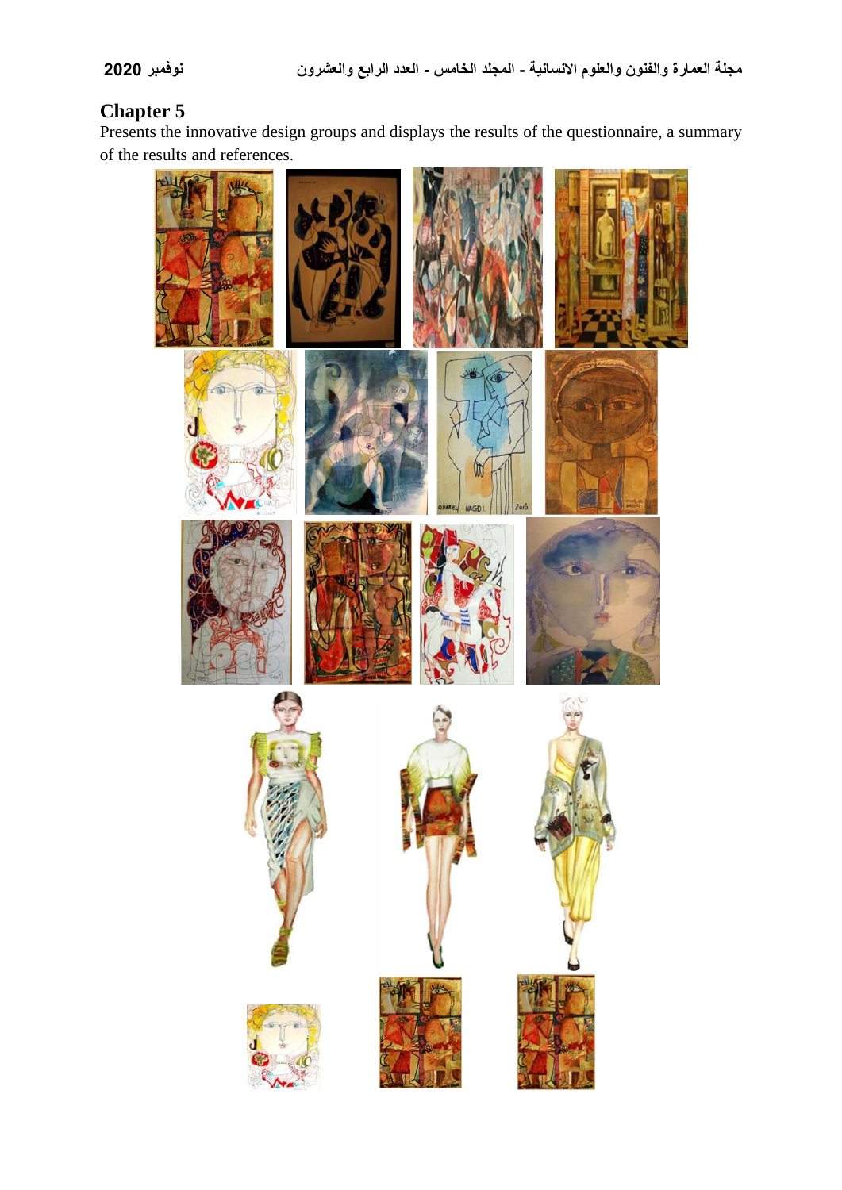## Chapter 5

Presents the innovative design groups and displays the results of the questionnaire, a summary of the results and references.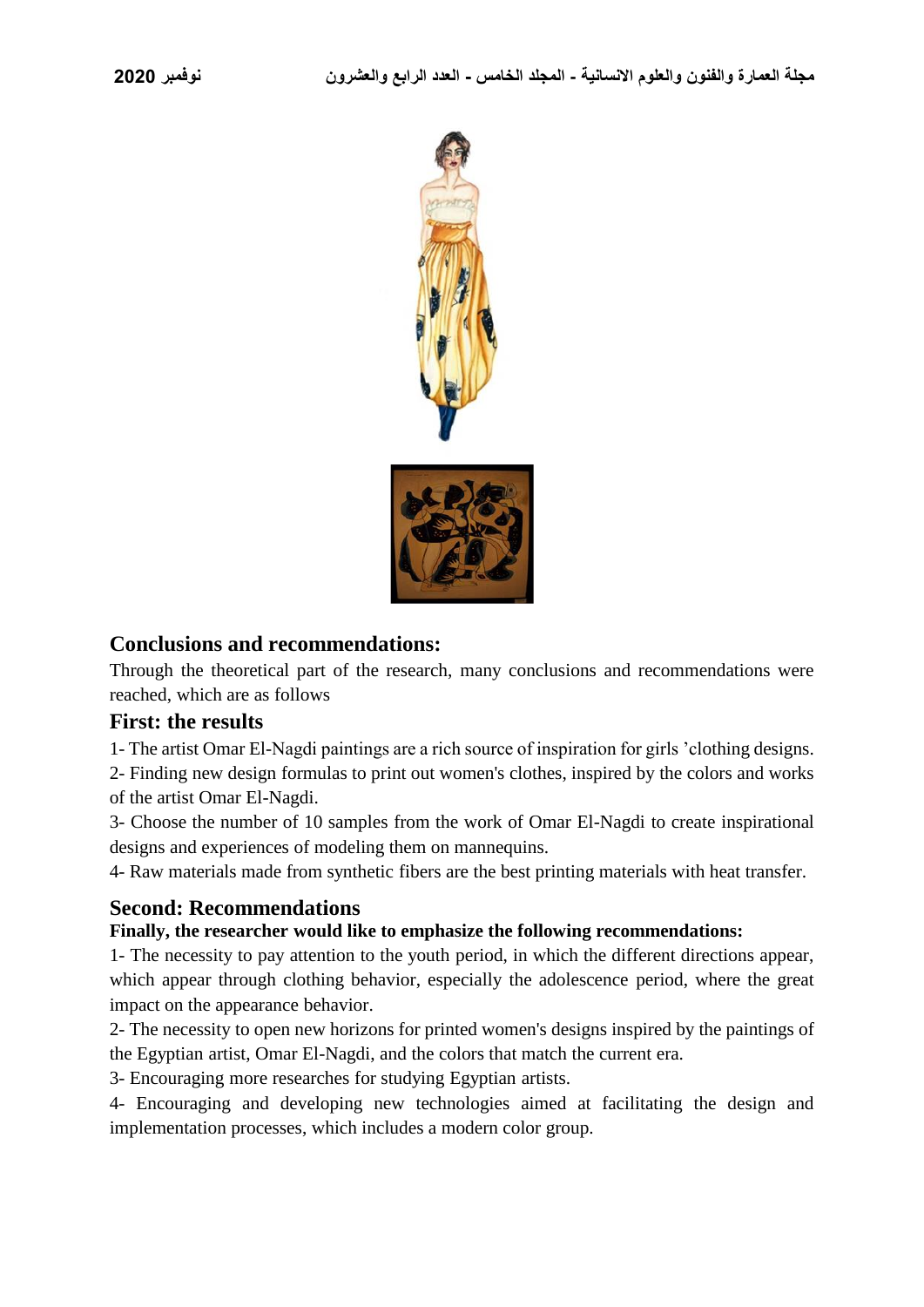## Conclusions and recommendations:

Through the theoretical part of the research, many conclusions and recommendations were reached, which are as follows

### First: the results

1- The artist Omar El-Nagdi paintings are a rich source of inspiration for girls 'clothing designs.
2- Finding new design formulas to print out women's clothes, inspired by the colors and works of the artist Omar El-Nagdi.
3- Choose the number of 10 samples from the work of Omar El-Nagdi to create inspirational designs and experiences of modeling them on mannequins.
4- Raw materials made from synthetic fibers are the best printing materials with heat transfer.

### Second: Recommendations

**Finally, the researcher would like to emphasize the following recommendations:**

1- The necessity to pay attention to the youth period, in which the different directions appear, which appear through clothing behavior, especially the adolescence period, where the great impact on the appearance behavior.
2- The necessity to open new horizons for printed women's designs inspired by the paintings of the Egyptian artist, Omar El-Nagdi, and the colors that match the current era.
3- Encouraging more researches for studying Egyptian artists.
4- Encouraging and developing new technologies aimed at facilitating the design and implementation processes, which includes a modern color group.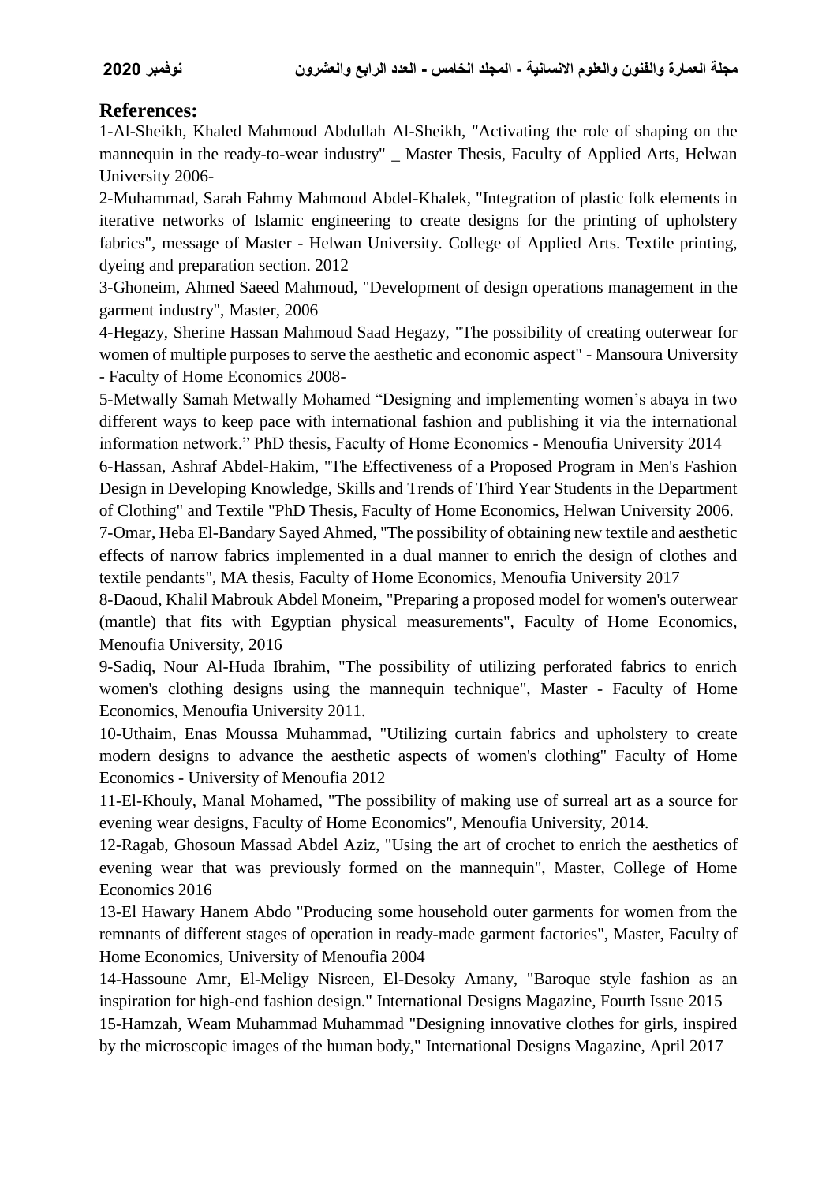## References:

1-Al-Sheikh, Khaled Mahmoud Abdullah Al-Sheikh, "Activating the role of shaping on the mannequin in the ready-to-wear industry" _ Master Thesis, Faculty of Applied Arts, Helwan University 2006-

2-Muhammad, Sarah Fahmy Mahmoud Abdel-Khalek, "Integration of plastic folk elements in iterative networks of Islamic engineering to create designs for the printing of upholstery fabrics", message of Master - Helwan University. College of Applied Arts. Textile printing, dyeing and preparation section. 2012

3-Ghoneim, Ahmed Saeed Mahmoud, "Development of design operations management in the garment industry", Master, 2006

4-Hegazy, Sherine Hassan Mahmoud Saad Hegazy, "The possibility of creating outerwear for women of multiple purposes to serve the aesthetic and economic aspect" - Mansoura University - Faculty of Home Economics 2008-

5-Metwally Samah Metwally Mohamed "Designing and implementing women's abaya in two different ways to keep pace with international fashion and publishing it via the international information network." PhD thesis, Faculty of Home Economics - Menoufia University 2014

6-Hassan, Ashraf Abdel-Hakim, "The Effectiveness of a Proposed Program in Men's Fashion Design in Developing Knowledge, Skills and Trends of Third Year Students in the Department of Clothing" and Textile "PhD Thesis, Faculty of Home Economics, Helwan University 2006.

7-Omar, Heba El-Bandary Sayed Ahmed, "The possibility of obtaining new textile and aesthetic effects of narrow fabrics implemented in a dual manner to enrich the design of clothes and textile pendants", MA thesis, Faculty of Home Economics, Menoufia University 2017

8-Daoud, Khalil Mabrouk Abdel Moneim, "Preparing a proposed model for women's outerwear (mantle) that fits with Egyptian physical measurements", Faculty of Home Economics, Menoufia University, 2016

9-Sadiq, Nour Al-Huda Ibrahim, "The possibility of utilizing perforated fabrics to enrich women's clothing designs using the mannequin technique", Master - Faculty of Home Economics, Menoufia University 2011.

10-Uthaim, Enas Moussa Muhammad, "Utilizing curtain fabrics and upholstery to create modern designs to advance the aesthetic aspects of women's clothing" Faculty of Home Economics - University of Menoufia 2012

11-El-Khouly, Manal Mohamed, "The possibility of making use of surreal art as a source for evening wear designs, Faculty of Home Economics", Menoufia University, 2014.

12-Ragab, Ghosoun Massad Abdel Aziz, "Using the art of crochet to enrich the aesthetics of evening wear that was previously formed on the mannequin", Master, College of Home Economics 2016

13-El Hawary Hanem Abdo "Producing some household outer garments for women from the remnants of different stages of operation in ready-made garment factories", Master, Faculty of Home Economics, University of Menoufia 2004

14-Hassoune Amr, El-Meligy Nisreen, El-Desoky Amany, "Baroque style fashion as an inspiration for high-end fashion design." International Designs Magazine, Fourth Issue 2015

15-Hamzah, Weam Muhammad Muhammad "Designing innovative clothes for girls, inspired by the microscopic images of the human body," International Designs Magazine, April 2017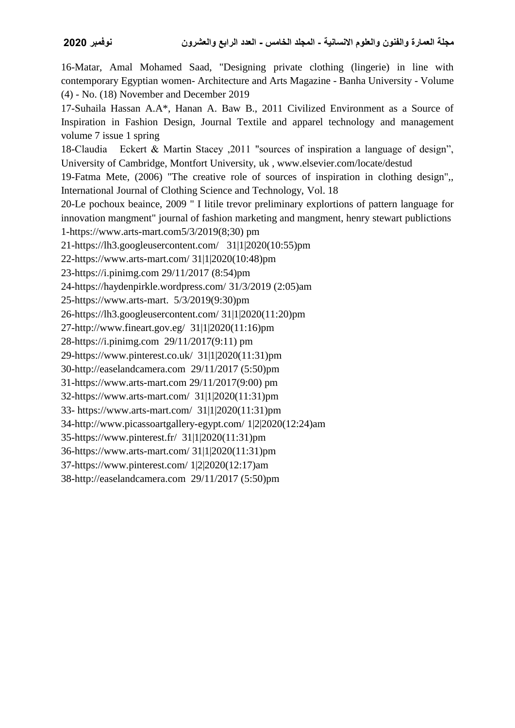16-Matar, Amal Mohamed Saad, "Designing private clothing (lingerie) in line with contemporary Egyptian women- Architecture and Arts Magazine - Banha University - Volume (4) - No. (18) November and December 2019

17-Suhaila Hassan A.A*, Hanan A. Baw B., 2011 Civilized Environment as a Source of Inspiration in Fashion Design, Journal Textile and apparel technology and management volume 7 issue 1 spring

18-Claudia Eckert & Martin Stacey ,2011 "sources of inspiration a language of design", University of Cambridge, Montfort University, uk , www.elsevier.com/locate/destud

19-Fatma Mete, (2006) "The creative role of sources of inspiration in clothing design",, International Journal of Clothing Science and Technology, Vol. 18

20-Le pochoux beaince, 2009 " I litile trevor preliminary explortions of pattern language for innovation mangment" journal of fashion marketing and mangment, henry stewart publictions

1-https://www.arts-mart.com5/3/2019(8;30) pm

21-https://lh3.googleusercontent.com/ 31|1|2020(10:55)pm

22-https://www.arts-mart.com/ 31|1|2020(10:48)pm

23-https://i.pinimg.com 29/11/2017 (8:54)pm

24-https://haydenpirkle.wordpress.com/ 31/3/2019 (2:05)am

25-https://www.arts-mart. 5/3/2019(9:30)pm

26-https://lh3.googleusercontent.com/ 31|1|2020(11:20)pm

27-http://www.fineart.gov.eg/ 31|1|2020(11:16)pm

28-https://i.pinimg.com 29/11/2017(9:11) pm

29-https://www.pinterest.co.uk/ 31|1|2020(11:31)pm

30-http://easelandcamera.com 29/11/2017 (5:50)pm

31-https://www.arts-mart.com 29/11/2017(9:00) pm

32-https://www.arts-mart.com/ 31|1|2020(11:31)pm

33- https://www.arts-mart.com/ 31|1|2020(11:31)pm

34-http://www.picassoartgallery-egypt.com/ 1|2|2020(12:24)am

35-https://www.pinterest.fr/ 31|1|2020(11:31)pm

36-https://www.arts-mart.com/ 31|1|2020(11:31)pm

37-https://www.pinterest.com/ 1|2|2020(12:17)am

38-http://easelandcamera.com 29/11/2017 (5:50)pm